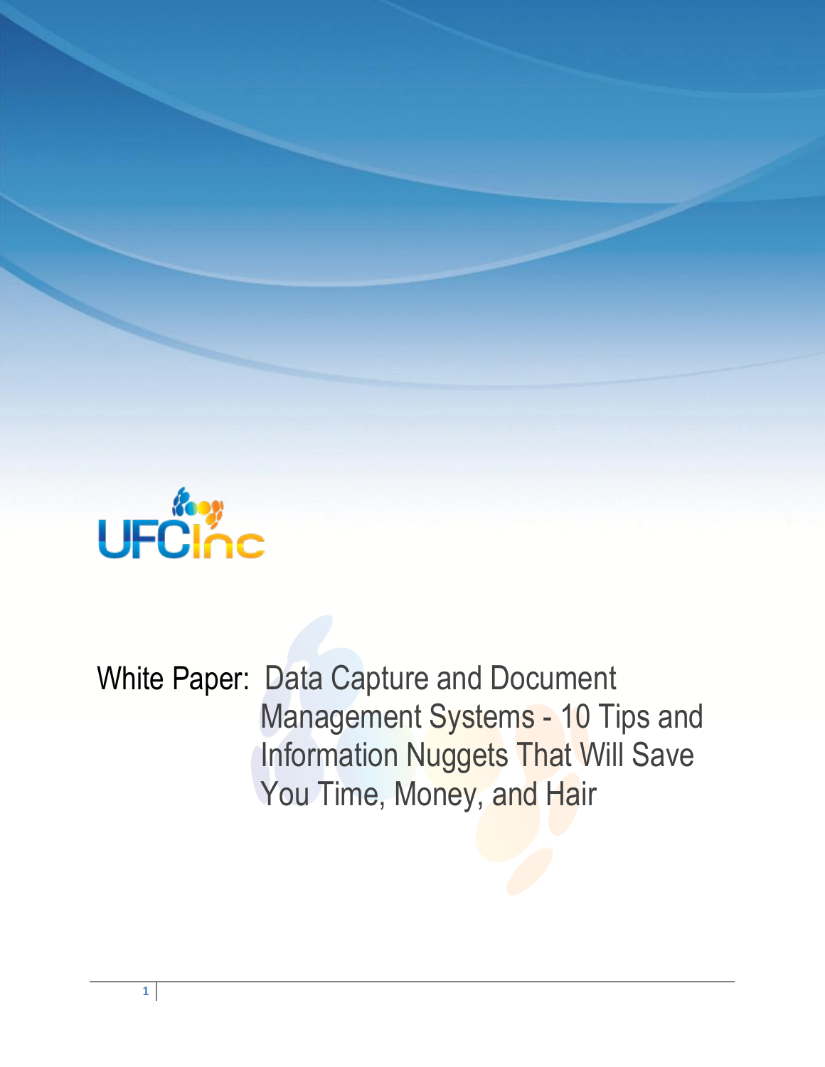UFCInc

# White Paper: Data Capture and Document Management Systems - 10 Tips and Information Nuggets That Will Save You Time, Money, and Hair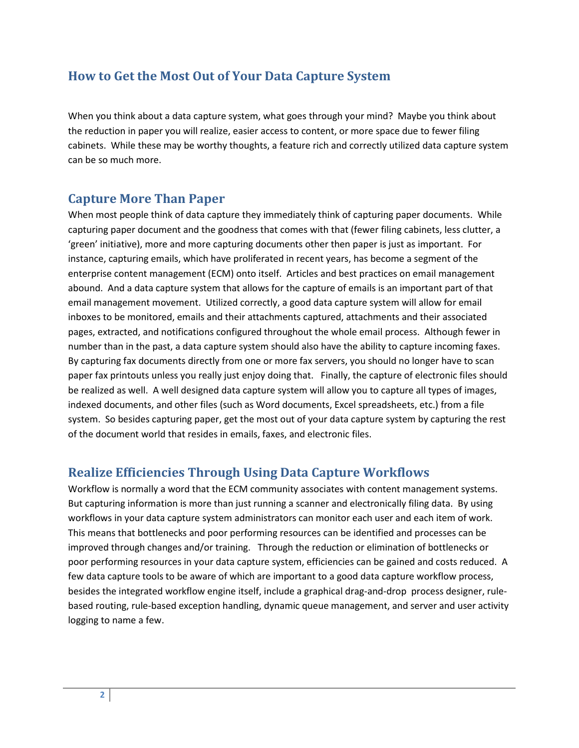## How to Get the Most Out of Your Data Capture System

When you think about a data capture system, what goes through your mind? Maybe you think about the reduction in paper you will realize, easier access to content, or more space due to fewer filing cabinets. While these may be worthy thoughts, a feature rich and correctly utilized data capture system can be so much more.

## Capture More Than Paper

When most people think of data capture they immediately think of capturing paper documents. While capturing paper document and the goodness that comes with that (fewer filing cabinets, less clutter, a 'green' initiative), more and more capturing documents other then paper is just as important. For instance, capturing emails, which have proliferated in recent years, has become a segment of the enterprise content management (ECM) onto itself. Articles and best practices on email management abound. And a data capture system that allows for the capture of emails is an important part of that email management movement. Utilized correctly, a good data capture system will allow for email inboxes to be monitored, emails and their attachments captured, attachments and their associated pages, extracted, and notifications configured throughout the whole email process. Although fewer in number than in the past, a data capture system should also have the ability to capture incoming faxes. By capturing fax documents directly from one or more fax servers, you should no longer have to scan paper fax printouts unless you really just enjoy doing that. Finally, the capture of electronic files should be realized as well. A well designed data capture system will allow you to capture all types of images, indexed documents, and other files (such as Word documents, Excel spreadsheets, etc.) from a file system. So besides capturing paper, get the most out of your data capture system by capturing the rest of the document world that resides in emails, faxes, and electronic files.

## Realize Efficiencies Through Using Data Capture Workflows

Workflow is normally a word that the ECM community associates with content management systems. But capturing information is more than just running a scanner and electronically filing data. By using workflows in your data capture system administrators can monitor each user and each item of work. This means that bottlenecks and poor performing resources can be identified and processes can be improved through changes and/or training. Through the reduction or elimination of bottlenecks or poor performing resources in your data capture system, efficiencies can be gained and costs reduced. A few data capture tools to be aware of which are important to a good data capture workflow process, besides the integrated workflow engine itself, include a graphical drag-and-drop process designer, rule-based routing, rule-based exception handling, dynamic queue management, and server and user activity logging to name a few.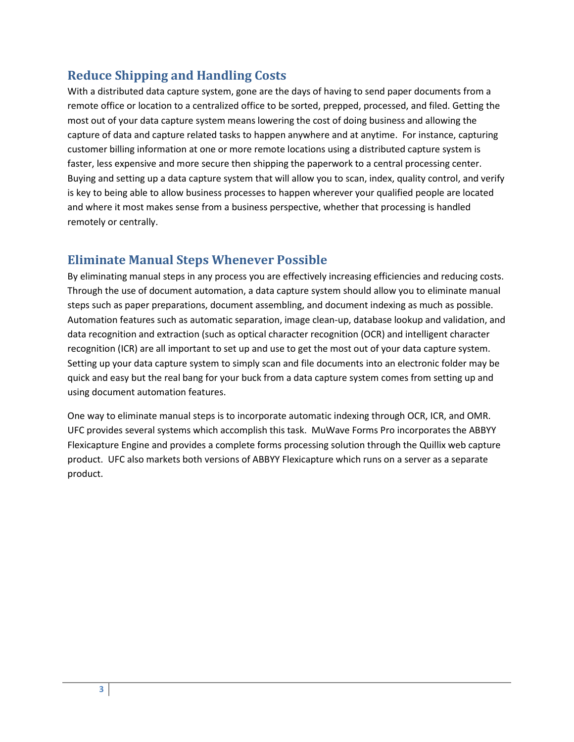## Reduce Shipping and Handling Costs

With a distributed data capture system, gone are the days of having to send paper documents from a remote office or location to a centralized office to be sorted, prepped, processed, and filed. Getting the most out of your data capture system means lowering the cost of doing business and allowing the capture of data and capture related tasks to happen anywhere and at anytime. For instance, capturing customer billing information at one or more remote locations using a distributed capture system is faster, less expensive and more secure then shipping the paperwork to a central processing center. Buying and setting up a data capture system that will allow you to scan, index, quality control, and verify is key to being able to allow business processes to happen wherever your qualified people are located and where it most makes sense from a business perspective, whether that processing is handled remotely or centrally.

## Eliminate Manual Steps Whenever Possible

By eliminating manual steps in any process you are effectively increasing efficiencies and reducing costs. Through the use of document automation, a data capture system should allow you to eliminate manual steps such as paper preparations, document assembling, and document indexing as much as possible. Automation features such as automatic separation, image clean-up, database lookup and validation, and data recognition and extraction (such as optical character recognition (OCR) and intelligent character recognition (ICR) are all important to set up and use to get the most out of your data capture system. Setting up your data capture system to simply scan and file documents into an electronic folder may be quick and easy but the real bang for your buck from a data capture system comes from setting up and using document automation features.

One way to eliminate manual steps is to incorporate automatic indexing through OCR, ICR, and OMR. UFC provides several systems which accomplish this task. MuWave Forms Pro incorporates the ABBYY Flexicapture Engine and provides a complete forms processing solution through the Quillix web capture product. UFC also markets both versions of ABBYY Flexicapture which runs on a server as a separate product.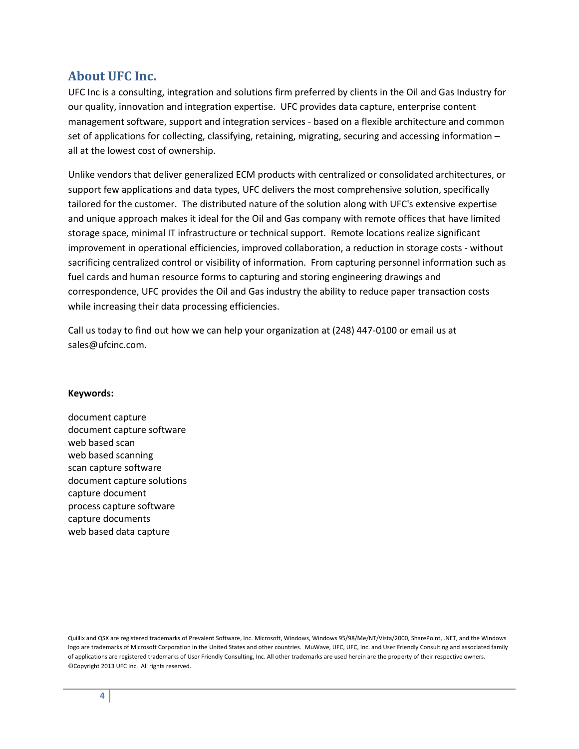## About UFC Inc.

UFC Inc is a consulting, integration and solutions firm preferred by clients in the Oil and Gas Industry for our quality, innovation and integration expertise. UFC provides data capture, enterprise content management software, support and integration services - based on a flexible architecture and common set of applications for collecting, classifying, retaining, migrating, securing and accessing information – all at the lowest cost of ownership.

Unlike vendors that deliver generalized ECM products with centralized or consolidated architectures, or support few applications and data types, UFC delivers the most comprehensive solution, specifically tailored for the customer. The distributed nature of the solution along with UFC's extensive expertise and unique approach makes it ideal for the Oil and Gas company with remote offices that have limited storage space, minimal IT infrastructure or technical support. Remote locations realize significant improvement in operational efficiencies, improved collaboration, a reduction in storage costs - without sacrificing centralized control or visibility of information. From capturing personnel information such as fuel cards and human resource forms to capturing and storing engineering drawings and correspondence, UFC provides the Oil and Gas industry the ability to reduce paper transaction costs while increasing their data processing efficiencies.

Call us today to find out how we can help your organization at (248) 447-0100 or email us at sales@ufcinc.com.

**Keywords:**

document capture
document capture software
web based scan
web based scanning
scan capture software
document capture solutions
capture document
process capture software
capture documents
web based data capture

Quillix and QSX are registered trademarks of Prevalent Software, Inc. Microsoft, Windows, Windows 95/98/Me/NT/Vista/2000, SharePoint, .NET, and the Windows logo are trademarks of Microsoft Corporation in the United States and other countries. MuWave, UFC, UFC, Inc. and User Friendly Consulting and associated family of applications are registered trademarks of User Friendly Consulting, Inc. All other trademarks are used herein are the property of their respective owners. ©Copyright 2013 UFC Inc. All rights reserved.